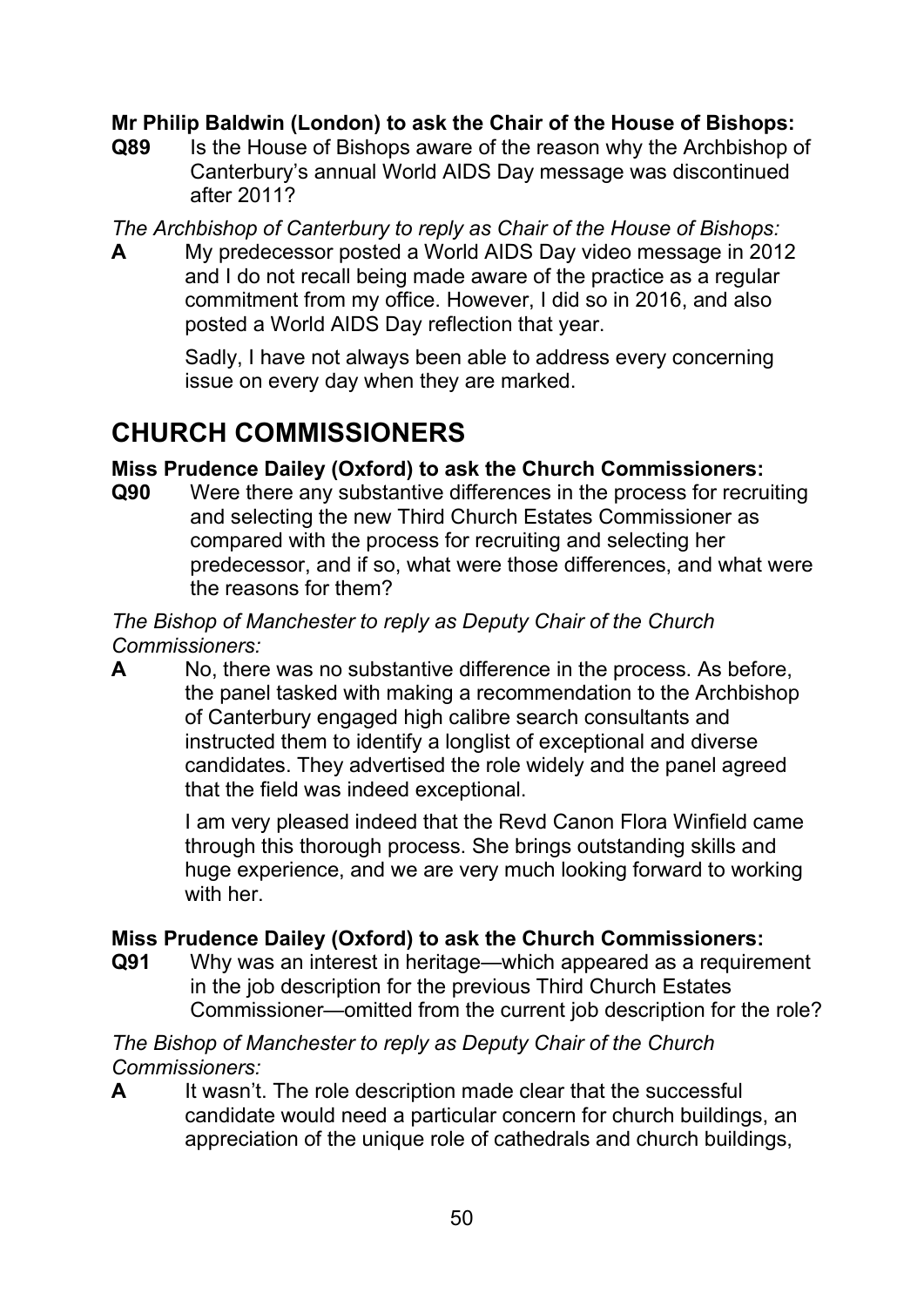**Mr Philip Baldwin (London) to ask the Chair of the House of Bishops:**

**Q89** Is the House of Bishops aware of the reason why the Archbishop of Canterbury's annual World AIDS Day message was discontinued after 2011?

*The Archbishop of Canterbury to reply as Chair of the House of Bishops:*

**A** My predecessor posted a World AIDS Day video message in 2012 and I do not recall being made aware of the practice as a regular commitment from my office. However, I did so in 2016, and also posted a World AIDS Day reflection that year.

Sadly, I have not always been able to address every concerning issue on every day when they are marked.

# CHURCH COMMISSIONERS

**Miss Prudence Dailey (Oxford) to ask the Church Commissioners:**

**Q90** Were there any substantive differences in the process for recruiting and selecting the new Third Church Estates Commissioner as compared with the process for recruiting and selecting her predecessor, and if so, what were those differences, and what were the reasons for them?

*The Bishop of Manchester to reply as Deputy Chair of the Church Commissioners:*

**A** No, there was no substantive difference in the process. As before, the panel tasked with making a recommendation to the Archbishop of Canterbury engaged high calibre search consultants and instructed them to identify a longlist of exceptional and diverse candidates. They advertised the role widely and the panel agreed that the field was indeed exceptional.

I am very pleased indeed that the Revd Canon Flora Winfield came through this thorough process. She brings outstanding skills and huge experience, and we are very much looking forward to working with her.

**Miss Prudence Dailey (Oxford) to ask the Church Commissioners:**

**Q91** Why was an interest in heritage—which appeared as a requirement in the job description for the previous Third Church Estates Commissioner—omitted from the current job description for the role?

*The Bishop of Manchester to reply as Deputy Chair of the Church Commissioners:*

**A** It wasn't. The role description made clear that the successful candidate would need a particular concern for church buildings, an appreciation of the unique role of cathedrals and church buildings,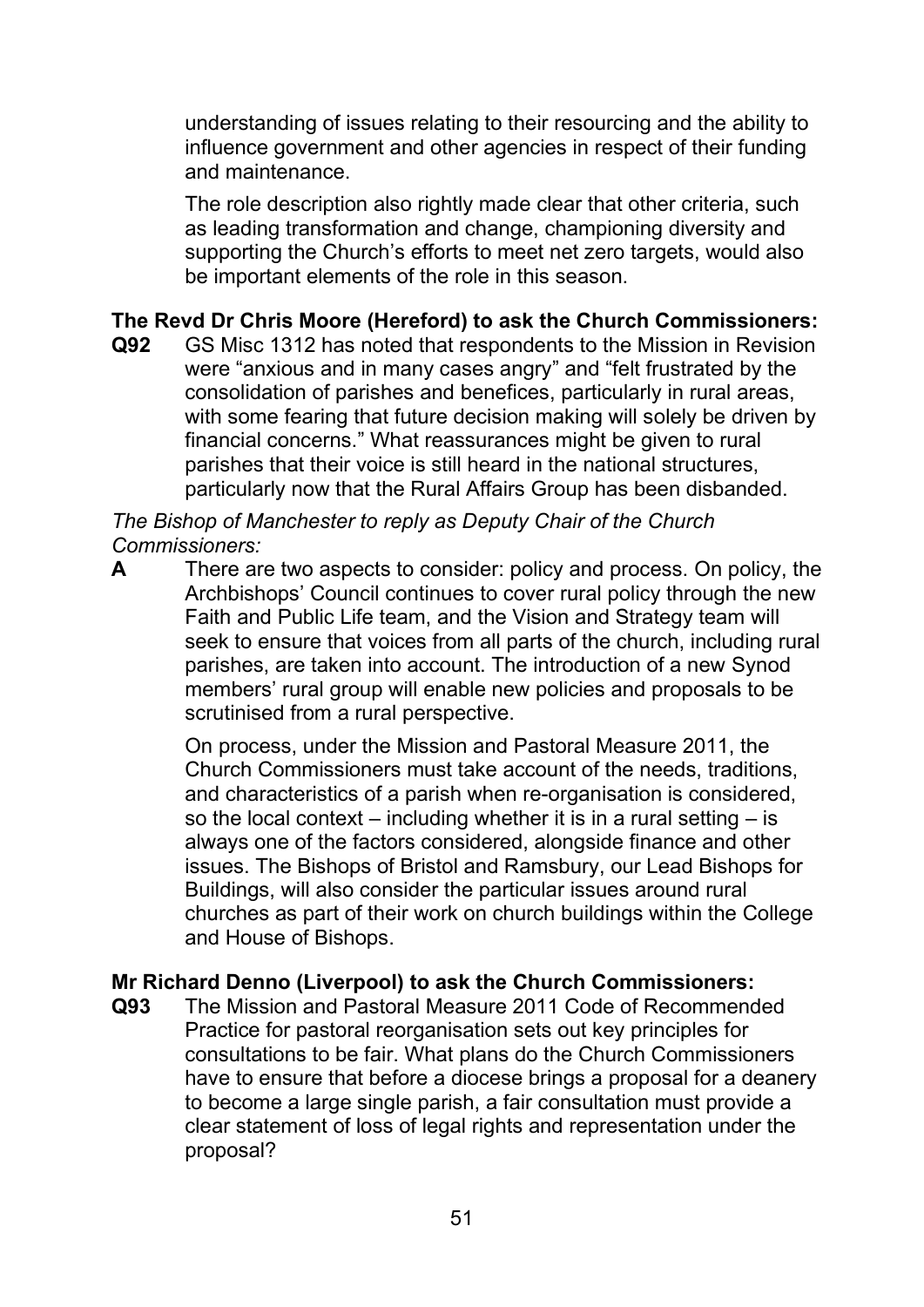understanding of issues relating to their resourcing and the ability to influence government and other agencies in respect of their funding and maintenance.

The role description also rightly made clear that other criteria, such as leading transformation and change, championing diversity and supporting the Church's efforts to meet net zero targets, would also be important elements of the role in this season.

**The Revd Dr Chris Moore (Hereford) to ask the Church Commissioners:**

**Q92** GS Misc 1312 has noted that respondents to the Mission in Revision were "anxious and in many cases angry" and "felt frustrated by the consolidation of parishes and benefices, particularly in rural areas, with some fearing that future decision making will solely be driven by financial concerns." What reassurances might be given to rural parishes that their voice is still heard in the national structures, particularly now that the Rural Affairs Group has been disbanded.

*The Bishop of Manchester to reply as Deputy Chair of the Church Commissioners:*

**A** There are two aspects to consider: policy and process. On policy, the Archbishops' Council continues to cover rural policy through the new Faith and Public Life team, and the Vision and Strategy team will seek to ensure that voices from all parts of the church, including rural parishes, are taken into account. The introduction of a new Synod members' rural group will enable new policies and proposals to be scrutinised from a rural perspective.

On process, under the Mission and Pastoral Measure 2011, the Church Commissioners must take account of the needs, traditions, and characteristics of a parish when re-organisation is considered, so the local context – including whether it is in a rural setting – is always one of the factors considered, alongside finance and other issues. The Bishops of Bristol and Ramsbury, our Lead Bishops for Buildings, will also consider the particular issues around rural churches as part of their work on church buildings within the College and House of Bishops.

**Mr Richard Denno (Liverpool) to ask the Church Commissioners:**

**Q93** The Mission and Pastoral Measure 2011 Code of Recommended Practice for pastoral reorganisation sets out key principles for consultations to be fair. What plans do the Church Commissioners have to ensure that before a diocese brings a proposal for a deanery to become a large single parish, a fair consultation must provide a clear statement of loss of legal rights and representation under the proposal?